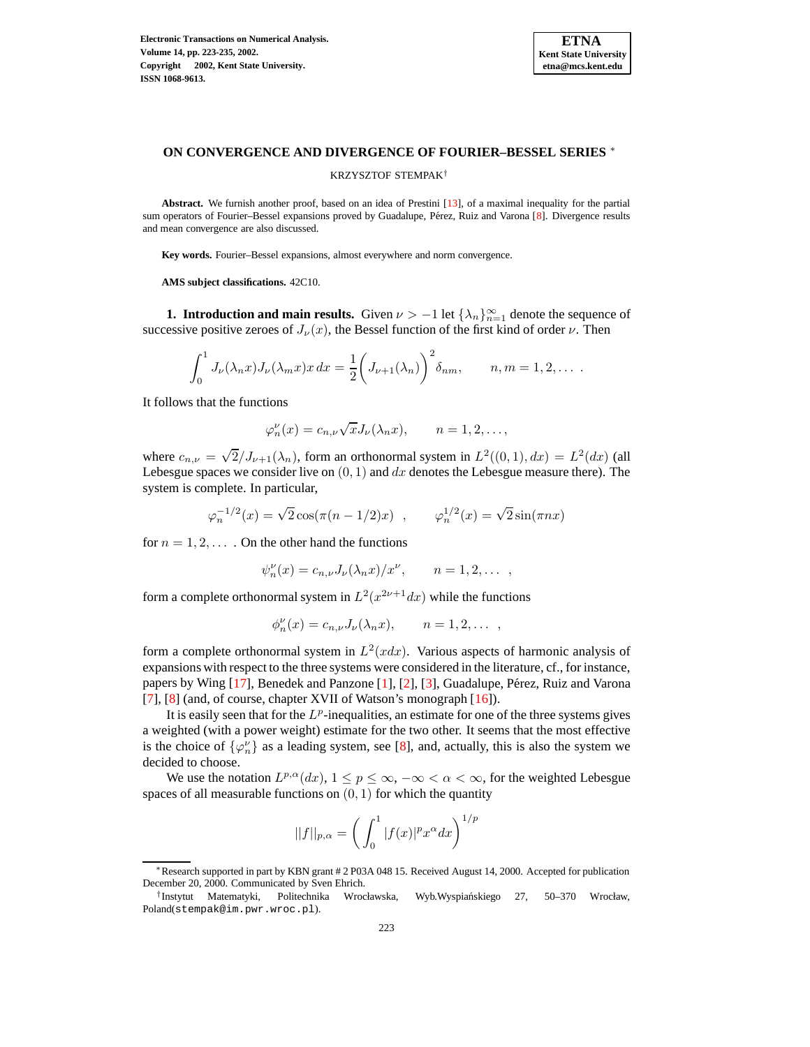# ON CONVERGENCE AND DIVERGENCE OF FOURIER–BESSEL SERIES *

KRZYSZTOF STEMPAK†

**Abstract.** We furnish another proof, based on an idea of Prestini [13], of a maximal inequality for the partial sum operators of Fourier–Bessel expansions proved by Guadalupe, Pérez, Ruiz and Varona [8]. Divergence results and mean convergence are also discussed.

**Key words.** Fourier–Bessel expansions, almost everywhere and norm convergence.

**AMS subject classifications.** 42C10.

**1. Introduction and main results.** Given $\nu > -1$ let $\{\lambda_n\}_{n=1}^{\infty}$ denote the sequence of successive positive zeroes of $J_\nu(x)$, the Bessel function of the first kind of order $\nu$. Then

$$\int_0^1 J_\nu(\lambda_n x) J_\nu(\lambda_m x) x\,dx = \frac{1}{2}\bigg(J_{\nu+1}(\lambda_n)\bigg)^2 \delta_{nm}, \qquad n,m = 1,2,\dots\,.$$

It follows that the functions

$$\varphi_n^\nu(x) = c_{n,\nu}\sqrt{x} J_\nu(\lambda_n x), \qquad n = 1,2,\dots,$$

where $c_{n,\nu} = \sqrt{2}/J_{\nu+1}(\lambda_n)$, form an orthonormal system in $L^2((0,1),dx) = L^2(dx)$ (all Lebesgue spaces we consider live on $(0,1)$ and $dx$ denotes the Lebesgue measure there). The system is complete. In particular,

$$\varphi_n^{-1/2}(x) = \sqrt{2}\cos(\pi(n-1/2)x) \quad , \qquad \varphi_n^{1/2}(x) = \sqrt{2}\sin(\pi n x)$$

for $n = 1,2,\dots$ . On the other hand the functions

$$\psi_n^\nu(x) = c_{n,\nu} J_\nu(\lambda_n x)/x^\nu, \qquad n = 1,2,\dots \quad ,$$

form a complete orthonormal system in $L^2(x^{2\nu+1}dx)$ while the functions

$$\phi_n^\nu(x) = c_{n,\nu} J_\nu(\lambda_n x), \qquad n = 1,2,\dots \quad ,$$

form a complete orthonormal system in $L^2(xdx)$. Various aspects of harmonic analysis of expansions with respect to the three systems were considered in the literature, cf., for instance, papers by Wing [17], Benedek and Panzone [1], [2], [3], Guadalupe, Pérez, Ruiz and Varona [7], [8] (and, of course, chapter XVII of Watson's monograph [16]).

It is easily seen that for the $L^p$-inequalities, an estimate for one of the three systems gives a weighted (with a power weight) estimate for the two other. It seems that the most effective is the choice of $\{\varphi_n^\nu\}$ as a leading system, see [8], and, actually, this is also the system we decided to choose.

We use the notation $L^{p,\alpha}(dx)$, $1 \le p \le \infty$, $-\infty < \alpha < \infty$, for the weighted Lebesgue spaces of all measurable functions on $(0,1)$ for which the quantity

$$||f||_{p,\alpha} = \left(\int_0^1 |f(x)|^p x^\alpha dx\right)^{1/p}$$

---

*Research supported in part by KBN grant # 2 P03A 048 15. Received August 14, 2000. Accepted for publication December 20, 2000. Communicated by Sven Ehrich.

†Instytut Matematyki, Politechnika Wrocławska, Wyb.Wyspiańskiego 27, 50–370 Wrocław, Poland(stempak@im.pwr.wroc.pl).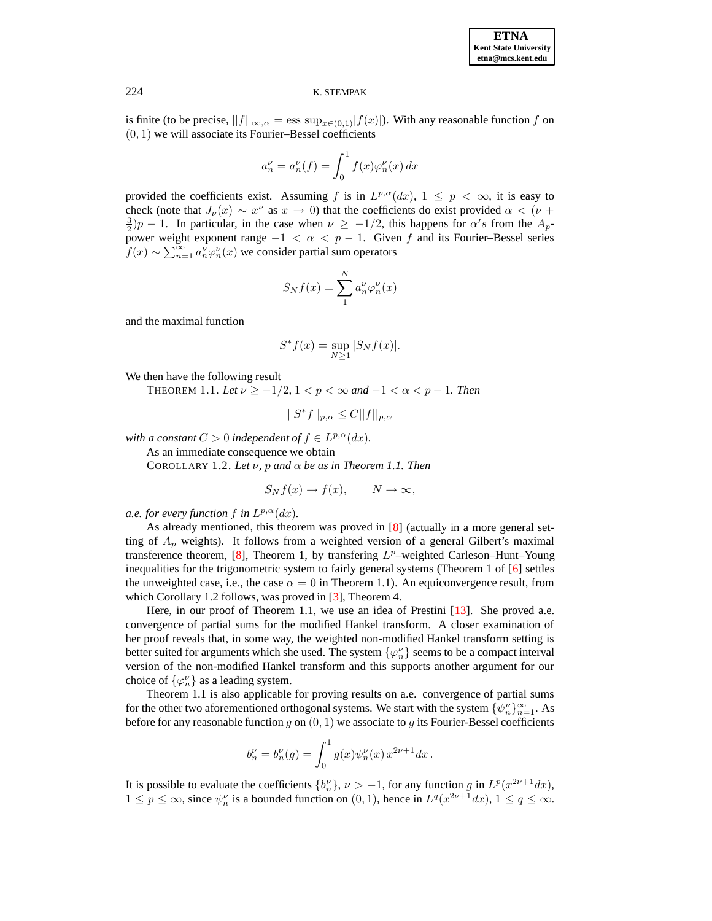is finite (to be precise, $||f||_{\infty,\alpha} = \text{ess sup}_{x\in(0,1)}|f(x)|$). With any reasonable function $f$ on $(0,1)$ we will associate its Fourier–Bessel coefficients

$$a_n^\nu = a_n^\nu(f) = \int_0^1 f(x)\varphi_n^\nu(x)\,dx$$

provided the coefficients exist. Assuming $f$ is in $L^{p,\alpha}(dx)$, $1 \le p < \infty$, it is easy to check (note that $J_\nu(x) \sim x^\nu$ as $x \to 0$) that the coefficients do exist provided $\alpha < (\nu + \frac{3}{2})p - 1$. In particular, in the case when $\nu \ge -1/2$, this happens for $\alpha$'s from the $A_p$-power weight exponent range $-1 < \alpha < p - 1$. Given $f$ and its Fourier–Bessel series $f(x) \sim \sum_{n=1}^\infty a_n^\nu \varphi_n^\nu(x)$ we consider partial sum operators

$$S_N f(x) = \sum_1^N a_n^\nu \varphi_n^\nu(x)$$

and the maximal function

$$S^* f(x) = \sup_{N\ge 1} |S_N f(x)|.$$

We then have the following result

THEOREM 1.1. *Let $\nu \ge -1/2$, $1 < p < \infty$ and $-1 < \alpha < p - 1$. Then*

$$||S^* f||_{p,\alpha} \le C||f||_{p,\alpha}$$

*with a constant $C > 0$ independent of $f \in L^{p,\alpha}(dx)$.*

As an immediate consequence we obtain

COROLLARY 1.2. *Let $\nu$, $p$ and $\alpha$ be as in Theorem 1.1. Then*

$$S_N f(x) \to f(x), \qquad N \to \infty,$$

*a.e. for every function $f$ in $L^{p,\alpha}(dx)$.*

As already mentioned, this theorem was proved in [8] (actually in a more general setting of $A_p$ weights). It follows from a weighted version of a general Gilbert's maximal transference theorem, [8], Theorem 1, by transfering $L^p$–weighted Carleson–Hunt–Young inequalities for the trigonometric system to fairly general systems (Theorem 1 of [6] settles the unweighted case, i.e., the case $\alpha = 0$ in Theorem 1.1). An equiconvergence result, from which Corollary 1.2 follows, was proved in [3], Theorem 4.

Here, in our proof of Theorem 1.1, we use an idea of Prestini [13]. She proved a.e. convergence of partial sums for the modified Hankel transform. A closer examination of her proof reveals that, in some way, the weighted non-modified Hankel transform setting is better suited for arguments which she used. The system $\{\varphi_n^\nu\}$ seems to be a compact interval version of the non-modified Hankel transform and this supports another argument for our choice of $\{\varphi_n^\nu\}$ as a leading system.

Theorem 1.1 is also applicable for proving results on a.e. convergence of partial sums for the other two aforementioned orthogonal systems. We start with the system $\{\psi_n^\nu\}_{n=1}^\infty$. As before for any reasonable function $g$ on $(0,1)$ we associate to $g$ its Fourier-Bessel coefficients

$$b_n^\nu = b_n^\nu(g) = \int_0^1 g(x)\psi_n^\nu(x)\,x^{2\nu+1}dx\,.$$

It is possible to evaluate the coefficients $\{b_n^\nu\}$, $\nu > -1$, for any function $g$ in $L^p(x^{2\nu+1}dx)$, $1 \le p \le \infty$, since $\psi_n^\nu$ is a bounded function on $(0,1)$, hence in $L^q(x^{2\nu+1}dx)$, $1 \le q \le \infty$.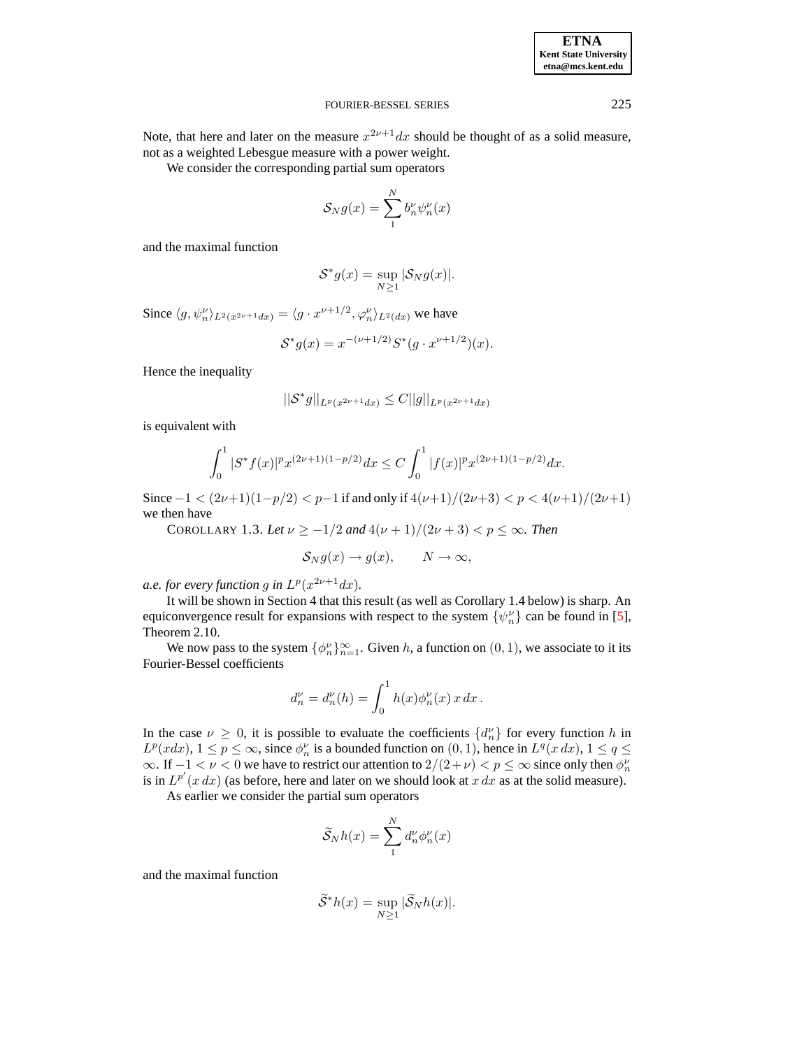Note, that here and later on the measure $x^{2\nu+1}dx$ should be thought of as a solid measure, not as a weighted Lebesgue measure with a power weight.

We consider the corresponding partial sum operators

$$\mathcal{S}_N g(x) = \sum_1^N b_n^\nu \psi_n^\nu(x)$$

and the maximal function

$$\mathcal{S}^* g(x) = \sup_{N \geq 1} |\mathcal{S}_N g(x)|.$$

Since $\langle g, \psi_n^\nu \rangle_{L^2(x^{2\nu+1}dx)} = \langle g \cdot x^{\nu+1/2}, \varphi_n^\nu \rangle_{L^2(dx)}$ we have

$$\mathcal{S}^* g(x) = x^{-(\nu+1/2)} S^*(g \cdot x^{\nu+1/2})(x).$$

Hence the inequality

$$||\mathcal{S}^* g||_{L^p(x^{2\nu+1}dx)} \leq C ||g||_{L^p(x^{2\nu+1}dx)}$$

is equivalent with

$$\int_0^1 |S^* f(x)|^p x^{(2\nu+1)(1-p/2)} dx \leq C \int_0^1 |f(x)|^p x^{(2\nu+1)(1-p/2)} dx.$$

Since $-1 < (2\nu+1)(1-p/2) < p-1$ if and only if $4(\nu+1)/(2\nu+3) < p < 4(\nu+1)/(2\nu+1)$ we then have

COROLLARY 1.3. *Let* $\nu \geq -1/2$ *and* $4(\nu+1)/(2\nu+3) < p \leq \infty$. *Then*

$$\mathcal{S}_N g(x) \to g(x), \qquad N \to \infty,$$

*a.e. for every function* $g$ *in* $L^p(x^{2\nu+1}dx)$.

It will be shown in Section 4 that this result (as well as Corollary 1.4 below) is sharp. An equiconvergence result for expansions with respect to the system $\{\psi_n^\nu\}$ can be found in [5], Theorem 2.10.

We now pass to the system $\{\phi_n^\nu\}_{n=1}^\infty$. Given $h$, a function on $(0,1)$, we associate to it its Fourier-Bessel coefficients

$$d_n^\nu = d_n^\nu(h) = \int_0^1 h(x) \phi_n^\nu(x)\, x\, dx\,.$$

In the case $\nu \geq 0$, it is possible to evaluate the coefficients $\{d_n^\nu\}$ for every function $h$ in $L^p(xdx)$, $1 \leq p \leq \infty$, since $\phi_n^\nu$ is a bounded function on $(0,1)$, hence in $L^q(x\,dx)$, $1 \leq q \leq \infty$. If $-1 < \nu < 0$ we have to restrict our attention to $2/(2+\nu) < p \leq \infty$ since only then $\phi_n^\nu$ is in $L^{p'}(x\,dx)$ (as before, here and later on we should look at $x\,dx$ as at the solid measure).

As earlier we consider the partial sum operators

$$\widetilde{\mathcal{S}}_N h(x) = \sum_1^N d_n^\nu \phi_n^\nu(x)$$

and the maximal function

$$\widetilde{\mathcal{S}}^* h(x) = \sup_{N \geq 1} |\widetilde{\mathcal{S}}_N h(x)|.$$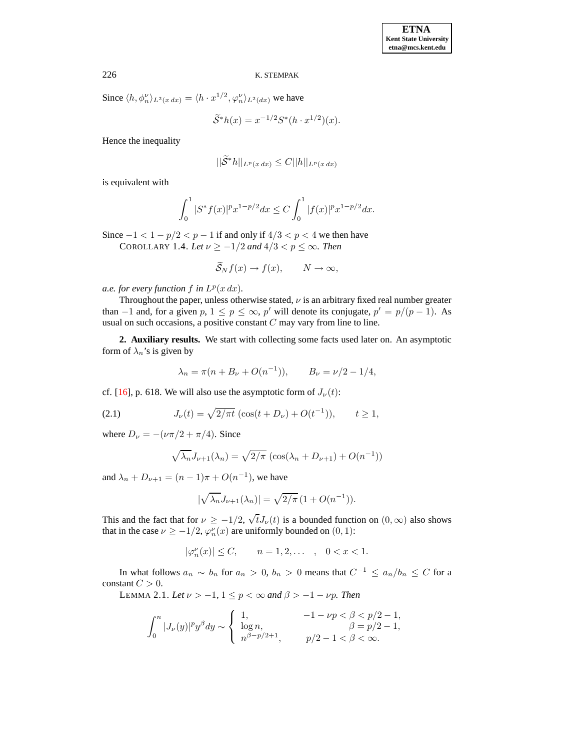Since $\langle h, \phi_n^\nu \rangle_{L^2(x\,dx)} = \langle h \cdot x^{1/2}, \varphi_n^\nu \rangle_{L^2(dx)}$ we have

$$\widetilde{S}^* h(x) = x^{-1/2} S^*(h \cdot x^{1/2})(x).$$

Hence the inequality

$$||\widetilde{S}^* h||_{L^p(x\,dx)} \le C ||h||_{L^p(x\,dx)}$$

is equivalent with

$$\int_0^1 |S^* f(x)|^p x^{1-p/2} dx \le C \int_0^1 |f(x)|^p x^{1-p/2} dx.$$

Since $-1 < 1 - p/2 < p - 1$ if and only if $4/3 < p < 4$ we then have

COROLLARY 1.4. *Let $\nu \ge -1/2$ and $4/3 < p \le \infty$. Then*

$$\widetilde{S}_N f(x) \to f(x), \qquad N \to \infty,$$

*a.e. for every function $f$ in $L^p(x\,dx)$.*

Throughout the paper, unless otherwise stated, $\nu$ is an arbitrary fixed real number greater than $-1$ and, for a given $p$, $1 \le p \le \infty$, $p'$ will denote its conjugate, $p' = p/(p-1)$. As usual on such occasions, a positive constant $C$ may vary from line to line.

**2. Auxiliary results.** We start with collecting some facts used later on. An asymptotic form of $\lambda_n$'s is given by

$$\lambda_n = \pi(n + B_\nu + O(n^{-1})), \qquad B_\nu = \nu/2 - 1/4,$$

cf. [16], p. 618. We will also use the asymptotic form of $J_\nu(t)$:

$$J_\nu(t) = \sqrt{2/\pi t}\ (\cos(t + D_\nu) + O(t^{-1})), \qquad t \ge 1, \tag{2.1}$$

where $D_\nu = -(\nu\pi/2 + \pi/4)$. Since

$$\sqrt{\lambda_n} J_{\nu+1}(\lambda_n) = \sqrt{2/\pi}\ (\cos(\lambda_n + D_{\nu+1}) + O(n^{-1}))$$

and $\lambda_n + D_{\nu+1} = (n-1)\pi + O(n^{-1})$, we have

$$|\sqrt{\lambda_n} J_{\nu+1}(\lambda_n)| = \sqrt{2/\pi}\,(1 + O(n^{-1})).$$

This and the fact that for $\nu \ge -1/2$, $\sqrt{t} J_\nu(t)$ is a bounded function on $(0, \infty)$ also shows that in the case $\nu \ge -1/2$, $\varphi_n^\nu(x)$ are uniformly bounded on $(0,1)$:

$$|\varphi_n^\nu(x)| \le C, \qquad n = 1, 2, \dots \quad , \quad 0 < x < 1.$$

In what follows $a_n \sim b_n$ for $a_n > 0$, $b_n > 0$ means that $C^{-1} \le a_n/b_n \le C$ for a constant $C > 0$.

LEMMA 2.1. *Let $\nu > -1$, $1 \le p < \infty$ and $\beta > -1 - \nu p$. Then*

$$\int_0^n |J_\nu(y)|^p y^\beta dy \sim \begin{cases} 1, & -1 - \nu p < \beta < p/2 - 1, \\ \log n, & \beta = p/2 - 1, \\ n^{\beta - p/2 + 1}, & p/2 - 1 < \beta < \infty. \end{cases}$$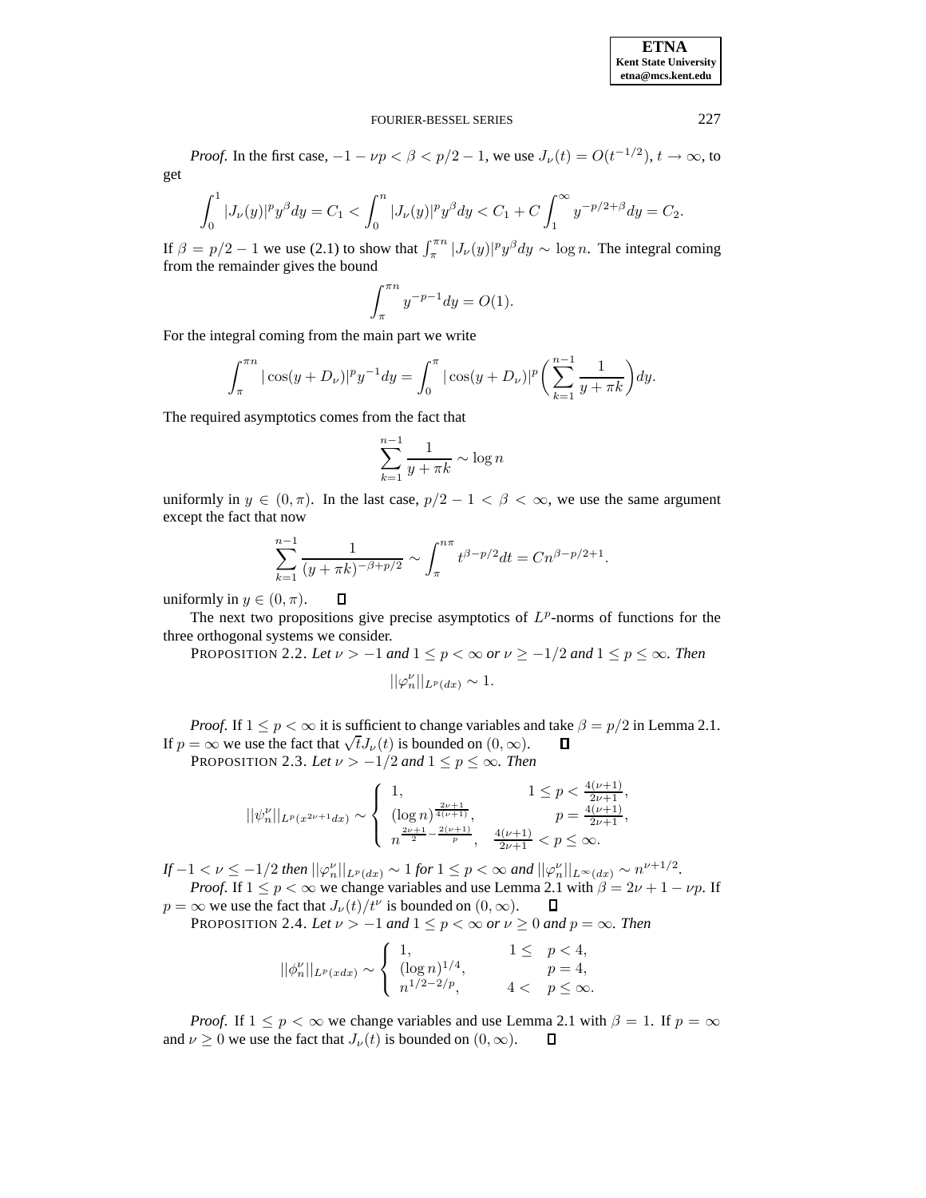*Proof.* In the first case, $-1-\nu p<\beta<p/2-1$, we use $J_\nu(t)=O(t^{-1/2})$, $t\to\infty$, to get

$$\int_0^1 |J_\nu(y)|^p y^\beta dy = C_1 < \int_0^n |J_\nu(y)|^p y^\beta dy < C_1 + C\int_1^\infty y^{-p/2+\beta}dy = C_2.$$

If $\beta = p/2-1$ we use (2.1) to show that $\int_\pi^{\pi n}|J_\nu(y)|^p y^\beta dy \sim \log n$. The integral coming from the remainder gives the bound

$$\int_\pi^{\pi n} y^{-p-1}dy = O(1).$$

For the integral coming from the main part we write

$$\int_\pi^{\pi n}|\cos(y+D_\nu)|^p y^{-1}dy = \int_0^\pi |\cos(y+D_\nu)|^p\bigg(\sum_{k=1}^{n-1}\frac{1}{y+\pi k}\bigg)dy.$$

The required asymptotics comes from the fact that

$$\sum_{k=1}^{n-1}\frac{1}{y+\pi k}\sim \log n$$

uniformly in $y\in(0,\pi)$. In the last case, $p/2-1<\beta<\infty$, we use the same argument except the fact that now

$$\sum_{k=1}^{n-1}\frac{1}{(y+\pi k)^{-\beta+p/2}}\sim\int_\pi^{n\pi}t^{\beta-p/2}dt = Cn^{\beta-p/2+1}.$$

uniformly in $y\in(0,\pi)$. ◻

The next two propositions give precise asymptotics of $L^p$-norms of functions for the three orthogonal systems we consider.

PROPOSITION 2.2. *Let $\nu>-1$ and $1\le p<\infty$ or $\nu\ge -1/2$ and $1\le p\le\infty$. Then*

$$||\varphi_n^\nu||_{L^p(dx)}\sim 1.$$

*Proof.* If $1\le p<\infty$ it is sufficient to change variables and take $\beta=p/2$ in Lemma 2.1. If $p=\infty$ we use the fact that $\sqrt{t}J_\nu(t)$ is bounded on $(0,\infty)$. ◻

PROPOSITION 2.3. *Let $\nu>-1/2$ and $1\le p\le\infty$. Then*

$$||\psi_n^\nu||_{L^p(x^{2\nu+1}dx)}\sim\begin{cases} 1, & 1\le p<\frac{4(\nu+1)}{2\nu+1},\\ (\log n)^{\frac{2\nu+1}{4(\nu+1)}}, & p=\frac{4(\nu+1)}{2\nu+1},\\ n^{\frac{2\nu+1}{2}-\frac{2(\nu+1)}{p}}, & \frac{4(\nu+1)}{2\nu+1}<p\le\infty.\end{cases}$$

*If $-1<\nu\le -1/2$ then $||\varphi_n^\nu||_{L^p(dx)}\sim 1$ for $1\le p<\infty$ and $||\varphi_n^\nu||_{L^\infty(dx)}\sim n^{\nu+1/2}$.*

*Proof.* If $1\le p<\infty$ we change variables and use Lemma 2.1 with $\beta=2\nu+1-\nu p$. If $p=\infty$ we use the fact that $J_\nu(t)/t^\nu$ is bounded on $(0,\infty)$. ◻

PROPOSITION 2.4. *Let $\nu>-1$ and $1\le p<\infty$ or $\nu\ge 0$ and $p=\infty$. Then*

$$||\phi_n^\nu||_{L^p(xdx)}\sim\begin{cases} 1, & 1\le\ \ p<4,\\ (\log n)^{1/4}, & p=4,\\ n^{1/2-2/p}, & 4<\ \ p\le\infty.\end{cases}$$

*Proof.* If $1\le p<\infty$ we change variables and use Lemma 2.1 with $\beta=1$. If $p=\infty$ and $\nu\ge 0$ we use the fact that $J_\nu(t)$ is bounded on $(0,\infty)$. ◻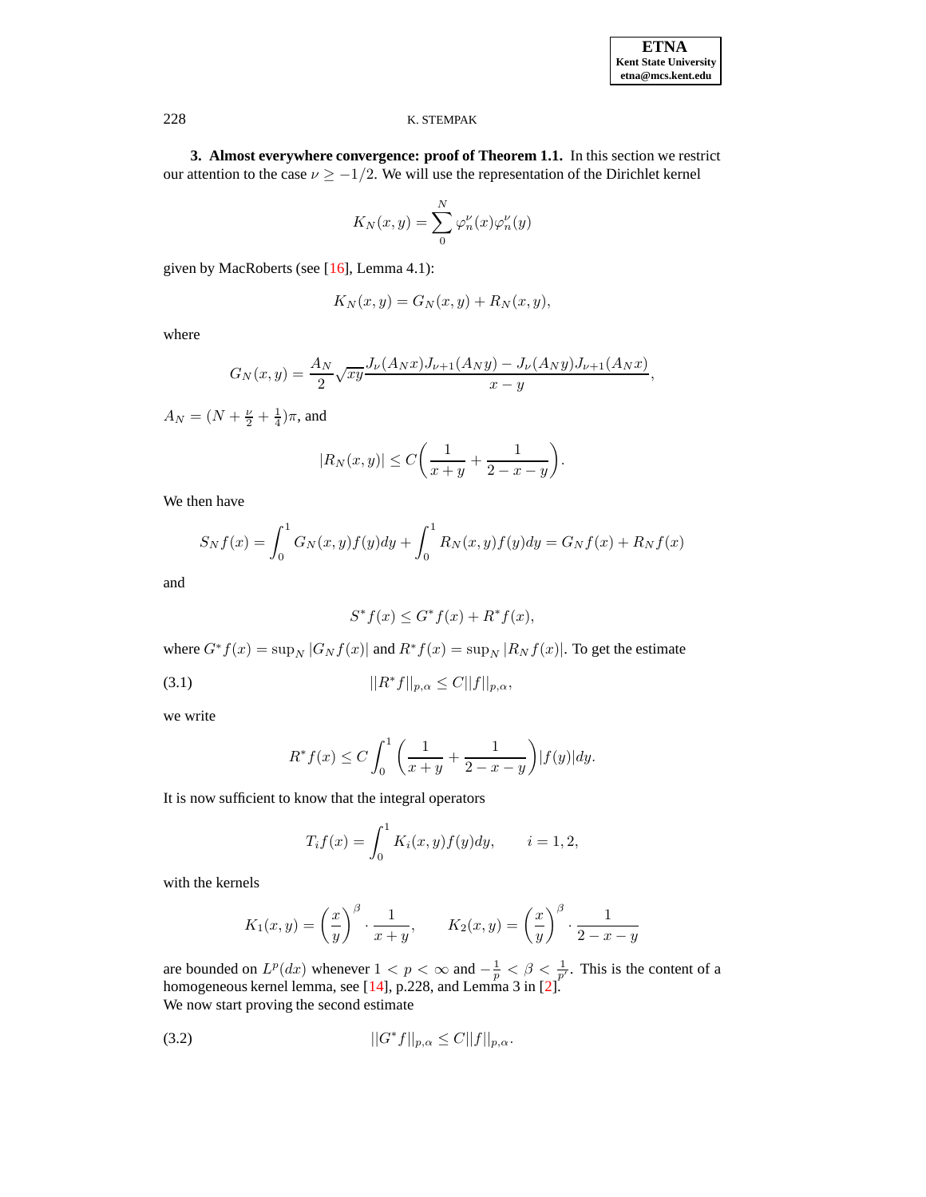**3. Almost everywhere convergence: proof of Theorem 1.1.** In this section we restrict our attention to the case $\nu \geq -1/2$. We will use the representation of the Dirichlet kernel

$$K_N(x,y) = \sum_0^N \varphi_n^\nu(x)\varphi_n^\nu(y)$$

given by MacRoberts (see [16], Lemma 4.1):

$$K_N(x,y) = G_N(x,y) + R_N(x,y),$$

where

$$G_N(x,y) = \frac{A_N}{2}\sqrt{xy}\frac{J_\nu(A_N x)J_{\nu+1}(A_N y) - J_\nu(A_N y)J_{\nu+1}(A_N x)}{x-y},$$

$A_N = (N + \frac{\nu}{2} + \frac{1}{4})\pi$, and

$$|R_N(x,y)| \leq C\bigg(\frac{1}{x+y} + \frac{1}{2-x-y}\bigg).$$

We then have

$$S_N f(x) = \int_0^1 G_N(x,y)f(y)dy + \int_0^1 R_N(x,y)f(y)dy = G_N f(x) + R_N f(x)$$

and

$$S^* f(x) \leq G^* f(x) + R^* f(x),$$

where $G^* f(x) = \sup_N |G_N f(x)|$ and $R^* f(x) = \sup_N |R_N f(x)|$. To get the estimate

$$||R^* f||_{p,\alpha} \leq C||f||_{p,\alpha}, \tag{3.1}$$

we write

$$R^* f(x) \leq C\int_0^1 \bigg(\frac{1}{x+y} + \frac{1}{2-x-y}\bigg)|f(y)|dy.$$

It is now sufficient to know that the integral operators

$$T_i f(x) = \int_0^1 K_i(x,y)f(y)dy, \qquad i = 1,2,$$

with the kernels

$$K_1(x,y) = \left(\frac{x}{y}\right)^\beta \cdot \frac{1}{x+y}, \qquad K_2(x,y) = \left(\frac{x}{y}\right)^\beta \cdot \frac{1}{2-x-y}$$

are bounded on $L^p(dx)$ whenever $1 < p < \infty$ and $-\frac{1}{p} < \beta < \frac{1}{p'}$. This is the content of a homogeneous kernel lemma, see [14], p.228, and Lemma 3 in [2].
We now start proving the second estimate

$$||G^* f||_{p,\alpha} \leq C||f||_{p,\alpha}. \tag{3.2}$$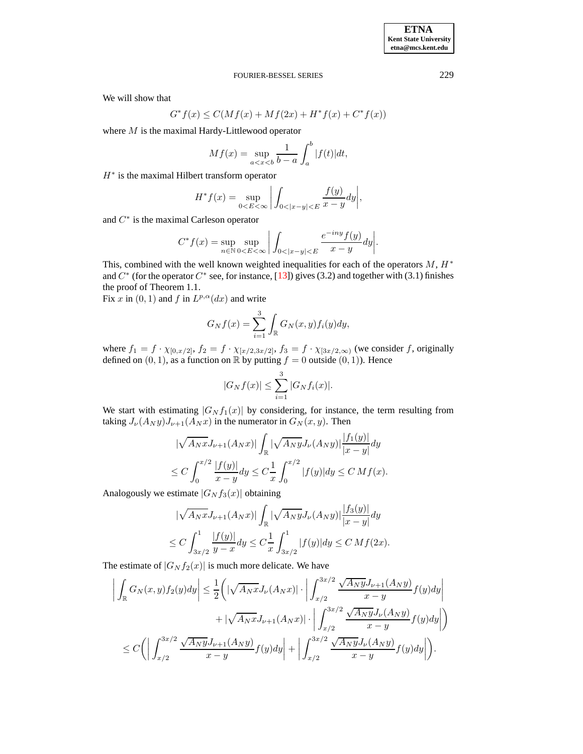We will show that

$$G^* f(x) \le C(Mf(x) + Mf(2x) + H^* f(x) + C^* f(x))$$

where $M$ is the maximal Hardy-Littlewood operator

$$Mf(x) = \sup_{a<x<b} \frac{1}{b-a} \int_a^b |f(t)| dt,$$

$H^*$ is the maximal Hilbert transform operator

$$H^* f(x) = \sup_{0<E<\infty} \left| \int_{0<|x-y|<E} \frac{f(y)}{x-y} dy \right|,$$

and $C^*$ is the maximal Carleson operator

$$C^* f(x) = \sup_{n\in\mathbb{N}} \sup_{0<E<\infty} \left| \int_{0<|x-y|<E} \frac{e^{-iny} f(y)}{x-y} dy \right|.$$

This, combined with the well known weighted inequalities for each of the operators $M$, $H^*$ and $C^*$ (for the operator $C^*$ see, for instance, [13]) gives (3.2) and together with (3.1) finishes the proof of Theorem 1.1.

Fix $x$ in $(0,1)$ and $f$ in $L^{p,\alpha}(dx)$ and write

$$G_N f(x) = \sum_{i=1}^{3} \int_{\mathbb{R}} G_N(x,y) f_i(y) dy,$$

where $f_1 = f \cdot \chi_{[0,x/2]}$, $f_2 = f \cdot \chi_{[x/2,3x/2]}$, $f_3 = f \cdot \chi_{[3x/2,\infty)}$ (we consider $f$, originally defined on $(0,1)$, as a function on $\mathbb{R}$ by putting $f = 0$ outside $(0,1)$). Hence

$$|G_N f(x)| \le \sum_{i=1}^{3} |G_N f_i(x)|.$$

We start with estimating $|G_N f_1(x)|$ by considering, for instance, the term resulting from taking $J_\nu(A_N y) J_{\nu+1}(A_N x)$ in the numerator in $G_N(x,y)$. Then

$$\begin{aligned}
&|\sqrt{A_N x} J_{\nu+1}(A_N x)| \int_{\mathbb{R}} |\sqrt{A_N y} J_\nu(A_N y)| \frac{|f_1(y)|}{|x-y|} dy \\
&\le C \int_0^{x/2} \frac{|f(y)|}{x-y} dy \le C \frac{1}{x} \int_0^{x/2} |f(y)| dy \le C\, Mf(x).
\end{aligned}$$

Analogously we estimate $|G_N f_3(x)|$ obtaining

$$\begin{aligned}
&|\sqrt{A_N x} J_{\nu+1}(A_N x)| \int_{\mathbb{R}} |\sqrt{A_N y} J_\nu(A_N y)| \frac{|f_3(y)|}{|x-y|} dy \\
&\le C \int_{3x/2}^{1} \frac{|f(y)|}{y-x} dy \le C \frac{1}{x} \int_{3x/2}^{1} |f(y)| dy \le C\, Mf(2x).
\end{aligned}$$

The estimate of $|G_N f_2(x)|$ is much more delicate. We have

$$\begin{aligned}
\left| \int_{\mathbb{R}} G_N(x,y) f_2(y) dy \right| &\le \frac{1}{2} \Bigg( |\sqrt{A_N x} J_\nu(A_N x)| \cdot \left| \int_{x/2}^{3x/2} \frac{\sqrt{A_N y} J_{\nu+1}(A_N y)}{x-y} f(y) dy \right| \\
&\qquad + |\sqrt{A_N x} J_{\nu+1}(A_N x)| \cdot \left| \int_{x/2}^{3x/2} \frac{\sqrt{A_N y} J_\nu(A_N y)}{x-y} f(y) dy \right| \Bigg) \\
&\le C \Bigg( \left| \int_{x/2}^{3x/2} \frac{\sqrt{A_N y} J_{\nu+1}(A_N y)}{x-y} f(y) dy \right| + \left| \int_{x/2}^{3x/2} \frac{\sqrt{A_N y} J_\nu(A_N y)}{x-y} f(y) dy \right| \Bigg).
\end{aligned}$$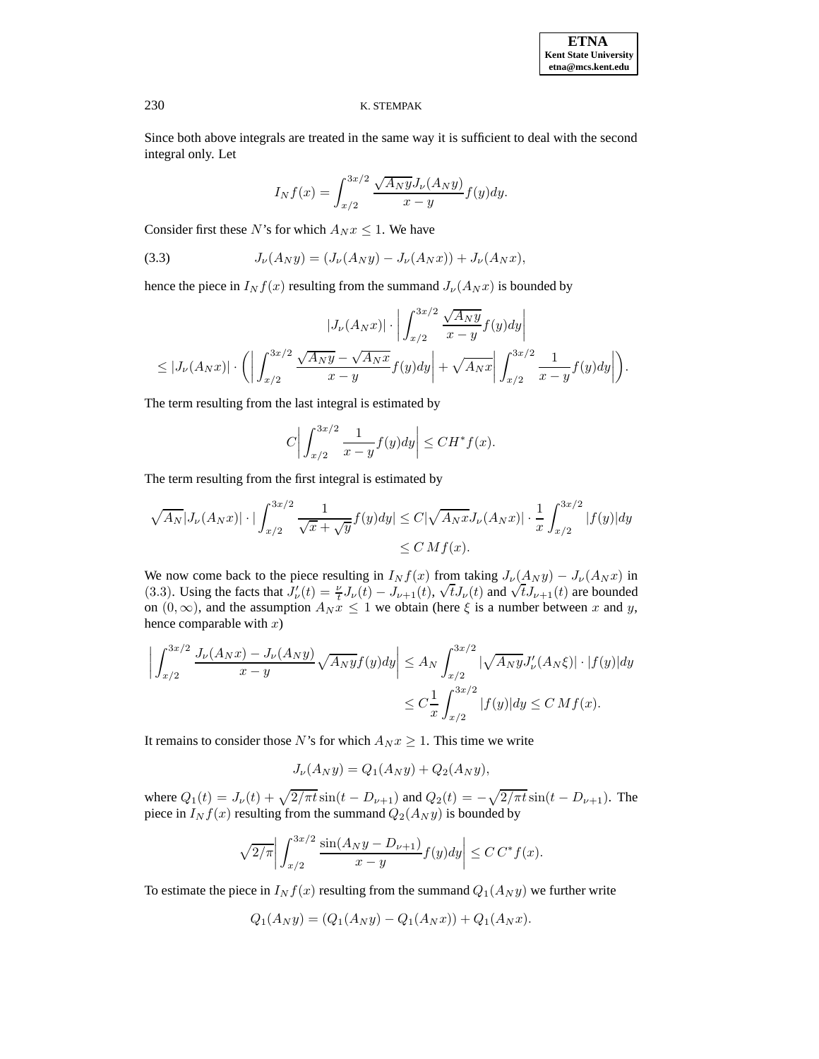Since both above integrals are treated in the same way it is sufficient to deal with the second integral only. Let

$$I_N f(x) = \int_{x/2}^{3x/2} \frac{\sqrt{A_N y} J_\nu(A_N y)}{x-y} f(y) dy.$$

Consider first these $N$'s for which $A_N x \leq 1$. We have

$$J_\nu(A_N y) = (J_\nu(A_N y) - J_\nu(A_N x)) + J_\nu(A_N x), \tag{3.3}$$

hence the piece in $I_N f(x)$ resulting from the summand $J_\nu(A_N x)$ is bounded by

$$|J_\nu(A_N x)| \cdot \bigg| \int_{x/2}^{3x/2} \frac{\sqrt{A_N y}}{x-y} f(y) dy \bigg|$$
$$\leq |J_\nu(A_N x)| \cdot \bigg( \bigg| \int_{x/2}^{3x/2} \frac{\sqrt{A_N y} - \sqrt{A_N x}}{x-y} f(y) dy \bigg| + \sqrt{A_N x} \bigg| \int_{x/2}^{3x/2} \frac{1}{x-y} f(y) dy \bigg| \bigg).$$

The term resulting from the last integral is estimated by

$$C \bigg| \int_{x/2}^{3x/2} \frac{1}{x-y} f(y) dy \bigg| \leq C H^* f(x).$$

The term resulting from the first integral is estimated by

$$\sqrt{A_N} |J_\nu(A_N x)| \cdot \bigg| \int_{x/2}^{3x/2} \frac{1}{\sqrt{x} + \sqrt{y}} f(y) dy \bigg| \leq C |\sqrt{A_N x} J_\nu(A_N x)| \cdot \frac{1}{x} \int_{x/2}^{3x/2} |f(y)| dy$$
$$\leq C\, M f(x).$$

We now come back to the piece resulting in $I_N f(x)$ from taking $J_\nu(A_N y) - J_\nu(A_N x)$ in (3.3). Using the facts that $J_\nu'(t) = \frac{\nu}{t} J_\nu(t) - J_{\nu+1}(t)$, $\sqrt{t} J_\nu(t)$ and $\sqrt{t} J_{\nu+1}(t)$ are bounded on $(0, \infty)$, and the assumption $A_N x \leq 1$ we obtain (here $\xi$ is a number between $x$ and $y$, hence comparable with $x$)

$$\bigg| \int_{x/2}^{3x/2} \frac{J_\nu(A_N x) - J_\nu(A_N y)}{x-y} \sqrt{A_N y} f(y) dy \bigg| \leq A_N \int_{x/2}^{3x/2} |\sqrt{A_N y} J_\nu'(A_N \xi)| \cdot |f(y)| dy$$
$$\leq C \frac{1}{x} \int_{x/2}^{3x/2} |f(y)| dy \leq C\, M f(x).$$

It remains to consider those $N$'s for which $A_N x \geq 1$. This time we write

$$J_\nu(A_N y) = Q_1(A_N y) + Q_2(A_N y),$$

where $Q_1(t) = J_\nu(t) + \sqrt{2/\pi t} \sin(t - D_{\nu+1})$ and $Q_2(t) = -\sqrt{2/\pi t} \sin(t - D_{\nu+1})$. The piece in $I_N f(x)$ resulting from the summand $Q_2(A_N y)$ is bounded by

$$\sqrt{2/\pi} \bigg| \int_{x/2}^{3x/2} \frac{\sin(A_N y - D_{\nu+1})}{x-y} f(y) dy \bigg| \leq C\, C^* f(x).$$

To estimate the piece in $I_N f(x)$ resulting from the summand $Q_1(A_N y)$ we further write

$$Q_1(A_N y) = (Q_1(A_N y) - Q_1(A_N x)) + Q_1(A_N x).$$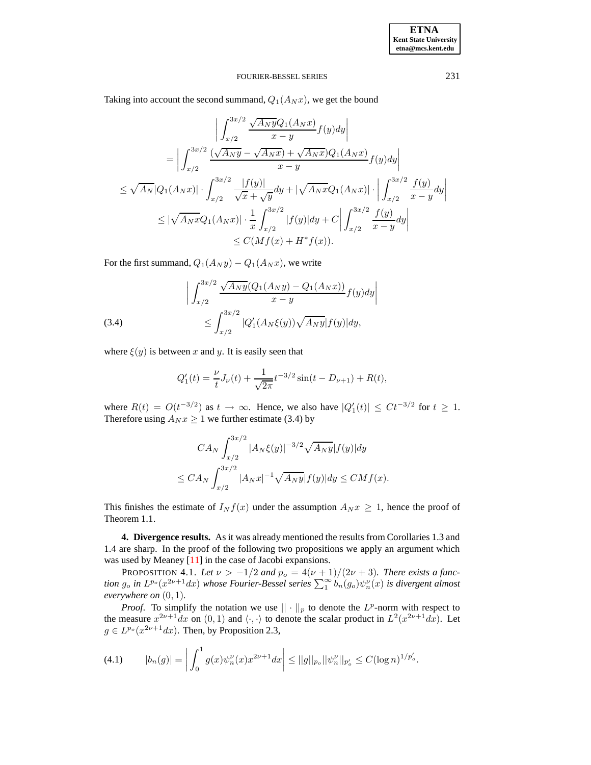Taking into account the second summand, $Q_1(A_N x)$, we get the bound

$$
\begin{aligned}
&\left| \int_{x/2}^{3x/2} \frac{\sqrt{A_N y} Q_1(A_N x)}{x-y} f(y) dy \right| \\
&= \left| \int_{x/2}^{3x/2} \frac{(\sqrt{A_N y} - \sqrt{A_N x}) + \sqrt{A_N x}) Q_1(A_N x)}{x-y} f(y) dy \right| \\
&\leq \sqrt{A_N} |Q_1(A_N x)| \cdot \int_{x/2}^{3x/2} \frac{|f(y)|}{\sqrt{x} + \sqrt{y}} dy + |\sqrt{A_N x} Q_1(A_N x)| \cdot \left| \int_{x/2}^{3x/2} \frac{f(y)}{x-y} dy \right| \\
&\leq |\sqrt{A_N x} Q_1(A_N x)| \cdot \frac{1}{x} \int_{x/2}^{3x/2} |f(y)| dy + C \left| \int_{x/2}^{3x/2} \frac{f(y)}{x-y} dy \right| \\
&\leq C(Mf(x) + H^* f(x)).
\end{aligned}
$$

For the first summand, $Q_1(A_N y) - Q_1(A_N x)$, we write

$$
\begin{aligned}
&\left| \int_{x/2}^{3x/2} \frac{\sqrt{A_N y} (Q_1(A_N y) - Q_1(A_N x))}{x-y} f(y) dy \right| \\
&\leq \int_{x/2}^{3x/2} |Q_1'(A_N \xi(y)) \sqrt{A_N y} |f(y)| dy, \qquad (3.4)
\end{aligned}
$$

where $\xi(y)$ is between $x$ and $y$. It is easily seen that

$$
Q_1'(t) = \frac{\nu}{t} J_\nu(t) + \frac{1}{\sqrt{2\pi}} t^{-3/2} \sin(t - D_{\nu+1}) + R(t),
$$

where $R(t) = O(t^{-3/2})$ as $t \to \infty$. Hence, we also have $|Q_1'(t)| \leq C t^{-3/2}$ for $t \geq 1$. Therefore using $A_N x \geq 1$ we further estimate (3.4) by

$$
\begin{aligned}
&C A_N \int_{x/2}^{3x/2} |A_N \xi(y)|^{-3/2} \sqrt{A_N y} |f(y)| dy \\
&\leq C A_N \int_{x/2}^{3x/2} |A_N x|^{-1} \sqrt{A_N y} |f(y)| dy \leq C M f(x).
\end{aligned}
$$

This finishes the estimate of $I_N f(x)$ under the assumption $A_N x \geq 1$, hence the proof of Theorem 1.1.

**4. Divergence results.** As it was already mentioned the results from Corollaries 1.3 and 1.4 are sharp. In the proof of the following two propositions we apply an argument which was used by Meaney [11] in the case of Jacobi expansions.

PROPOSITION 4.1. *Let $\nu > -1/2$ and $p_o = 4(\nu+1)/(2\nu+3)$. There exists a function $g_o$ in $L^{p_o}(x^{2\nu+1}dx)$ whose Fourier-Bessel series $\sum_1^\infty b_n(g_o)\psi_n^\nu(x)$ is divergent almost everywhere on $(0,1)$.*

*Proof.* To simplify the notation we use $||\cdot||_p$ to denote the $L^p$-norm with respect to the measure $x^{2\nu+1}dx$ on $(0,1)$ and $\langle \cdot, \cdot \rangle$ to denote the scalar product in $L^2(x^{2\nu+1}dx)$. Let $g \in L^{p_o}(x^{2\nu+1}dx)$. Then, by Proposition 2.3,

$$
|b_n(g)| = \left| \int_0^1 g(x) \psi_n^\nu(x) x^{2\nu+1} dx \right| \leq ||g||_{p_o} ||\psi_n^\nu||_{p_o'} \leq C (\log n)^{1/p_o'}. \qquad (4.1)
$$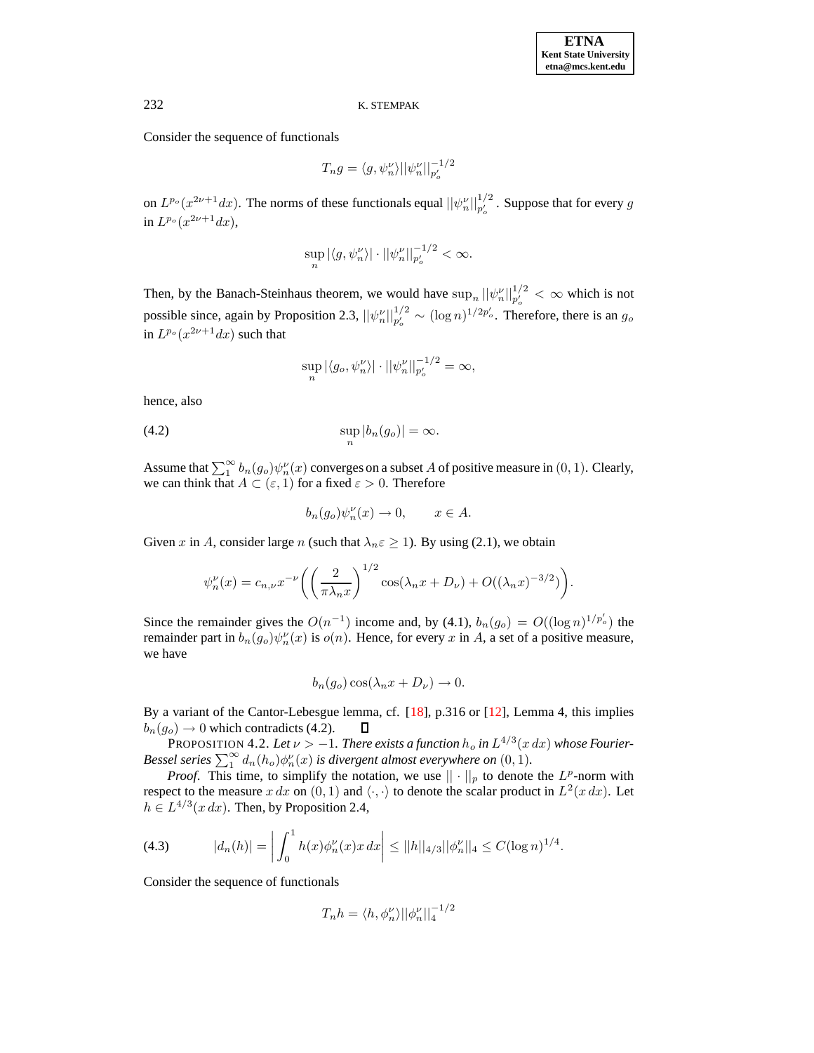Consider the sequence of functionals

$$T_n g = \langle g, \psi_n^\nu \rangle ||\psi_n^\nu||_{p_o'}^{-1/2}$$

on $L^{p_o}(x^{2\nu+1}dx)$. The norms of these functionals equal $||\psi_n^\nu||_{p_o'}^{1/2}$. Suppose that for every $g$ in $L^{p_o}(x^{2\nu+1}dx)$,

$$\sup_n |\langle g, \psi_n^\nu \rangle| \cdot ||\psi_n^\nu||_{p_o'}^{-1/2} < \infty.$$

Then, by the Banach-Steinhaus theorem, we would have $\sup_n ||\psi_n^\nu||_{p_o'}^{1/2} < \infty$ which is not possible since, again by Proposition 2.3, $||\psi_n^\nu||_{p_o'}^{1/2} \sim (\log n)^{1/2p_o'}$. Therefore, there is an $g_o$ in $L^{p_o}(x^{2\nu+1}dx)$ such that

$$\sup_n |\langle g_o, \psi_n^\nu \rangle| \cdot ||\psi_n^\nu||_{p_o'}^{-1/2} = \infty,$$

hence, also

$$\sup_n |b_n(g_o)| = \infty. \tag{4.2}$$

Assume that $\sum_1^\infty b_n(g_o)\psi_n^\nu(x)$ converges on a subset $A$ of positive measure in $(0,1)$. Clearly, we can think that $A \subset (\varepsilon, 1)$ for a fixed $\varepsilon > 0$. Therefore

$$b_n(g_o)\psi_n^\nu(x) \to 0, \qquad x \in A.$$

Given $x$ in $A$, consider large $n$ (such that $\lambda_n \varepsilon \geq 1$). By using (2.1), we obtain

$$\psi_n^\nu(x) = c_{n,\nu} x^{-\nu} \bigg( \left( \frac{2}{\pi \lambda_n x} \right)^{1/2} \cos(\lambda_n x + D_\nu) + O((\lambda_n x)^{-3/2}) \bigg).$$

Since the remainder gives the $O(n^{-1})$ income and, by (4.1), $b_n(g_o) = O((\log n)^{1/p_o'})$ the remainder part in $b_n(g_o)\psi_n^\nu(x)$ is $o(n)$. Hence, for every $x$ in $A$, a set of a positive measure, we have

$$b_n(g_o)\cos(\lambda_n x + D_\nu) \to 0.$$

By a variant of the Cantor-Lebesgue lemma, cf. [18], p.316 or [12], Lemma 4, this implies $b_n(g_o) \to 0$ which contradicts (4.2). ∎

PROPOSITION 4.2. *Let $\nu > -1$. There exists a function $h_o$ in $L^{4/3}(x\,dx)$ whose Fourier-Bessel series $\sum_1^\infty d_n(h_o)\phi_n^\nu(x)$ is divergent almost everywhere on $(0,1)$.*

*Proof.* This time, to simplify the notation, we use $||\cdot||_p$ to denote the $L^p$-norm with respect to the measure $x\,dx$ on $(0,1)$ and $\langle \cdot, \cdot \rangle$ to denote the scalar product in $L^2(x\,dx)$. Let $h \in L^{4/3}(x\,dx)$. Then, by Proposition 2.4,

$$|d_n(h)| = \left| \int_0^1 h(x)\phi_n^\nu(x) x\,dx \right| \leq ||h||_{4/3}||\phi_n^\nu||_4 \leq C(\log n)^{1/4}. \tag{4.3}$$

Consider the sequence of functionals

$$T_n h = \langle h, \phi_n^\nu \rangle ||\phi_n^\nu||_4^{-1/2}$$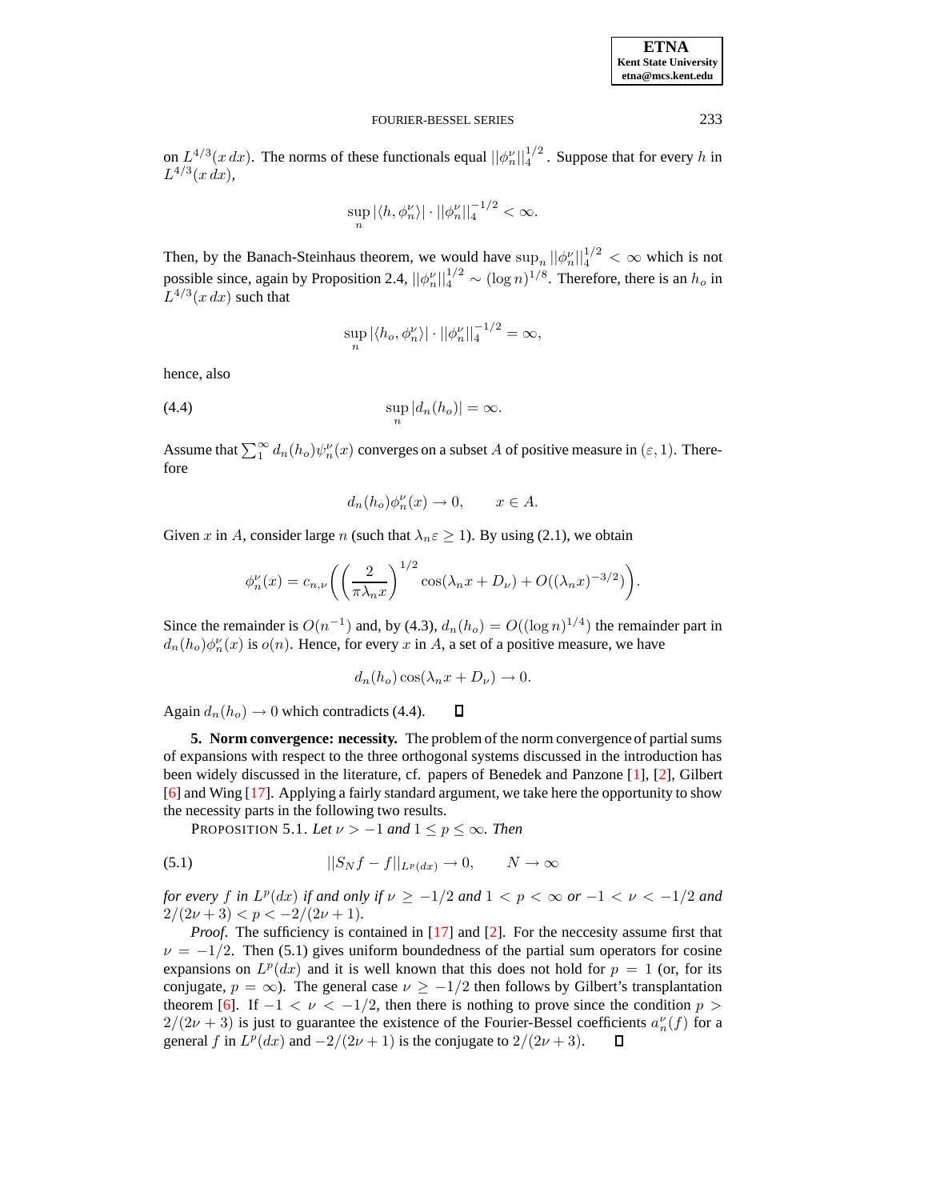on $L^{4/3}(x\,dx)$. The norms of these functionals equal $||\phi_n^\nu||_4^{1/2}$. Suppose that for every $h$ in $L^{4/3}(x\,dx)$,

$$\sup_n |\langle h, \phi_n^\nu\rangle| \cdot ||\phi_n^\nu||_4^{-1/2} < \infty.$$

Then, by the Banach-Steinhaus theorem, we would have $\sup_n ||\phi_n^\nu||_4^{1/2} < \infty$ which is not possible since, again by Proposition 2.4, $||\phi_n^\nu||_4^{1/2} \sim (\log n)^{1/8}$. Therefore, there is an $h_o$ in $L^{4/3}(x\,dx)$ such that

$$\sup_n |\langle h_o, \phi_n^\nu\rangle| \cdot ||\phi_n^\nu||_4^{-1/2} = \infty,$$

hence, also

$$\sup_n |d_n(h_o)| = \infty. \tag{4.4}$$

Assume that $\sum_1^\infty d_n(h_o)\psi_n^\nu(x)$ converges on a subset $A$ of positive measure in $(\varepsilon, 1)$. Therefore

$$d_n(h_o)\phi_n^\nu(x) \to 0, \qquad x \in A.$$

Given $x$ in $A$, consider large $n$ (such that $\lambda_n\varepsilon \geq 1$). By using (2.1), we obtain

$$\phi_n^\nu(x) = c_{n,\nu}\bigg(\Big(\frac{2}{\pi\lambda_n x}\Big)^{1/2}\cos(\lambda_n x + D_\nu) + O((\lambda_n x)^{-3/2})\bigg).$$

Since the remainder is $O(n^{-1})$ and, by (4.3), $d_n(h_o) = O((\log n)^{1/4})$ the remainder part in $d_n(h_o)\phi_n^\nu(x)$ is $o(n)$. Hence, for every $x$ in $A$, a set of a positive measure, we have

$$d_n(h_o)\cos(\lambda_n x + D_\nu) \to 0.$$

Again $d_n(h_o) \to 0$ which contradicts (4.4). ∎

**5. Norm convergence: necessity.** The problem of the norm convergence of partial sums of expansions with respect to the three orthogonal systems discussed in the introduction has been widely discussed in the literature, cf. papers of Benedek and Panzone [1], [2], Gilbert [6] and Wing [17]. Applying a fairly standard argument, we take here the opportunity to show the necessity parts in the following two results.

PROPOSITION 5.1. *Let $\nu > -1$ and $1 \leq p \leq \infty$. Then*

$$||S_N f - f||_{L^p(dx)} \to 0, \qquad N \to \infty \tag{5.1}$$

*for every $f$ in $L^p(dx)$ if and only if $\nu \geq -1/2$ and $1 < p < \infty$ or $-1 < \nu < -1/2$ and $2/(2\nu+3) < p < -2/(2\nu+1)$.*

*Proof.* The sufficiency is contained in [17] and [2]. For the neccesity assume first that $\nu = -1/2$. Then (5.1) gives uniform boundedness of the partial sum operators for cosine expansions on $L^p(dx)$ and it is well known that this does not hold for $p = 1$ (or, for its conjugate, $p = \infty$). The general case $\nu \geq -1/2$ then follows by Gilbert's transplantation theorem [6]. If $-1 < \nu < -1/2$, then there is nothing to prove since the condition $p > 2/(2\nu+3)$ is just to guarantee the existence of the Fourier-Bessel coefficients $a_n^\nu(f)$ for a general $f$ in $L^p(dx)$ and $-2/(2\nu+1)$ is the conjugate to $2/(2\nu+3)$. ∎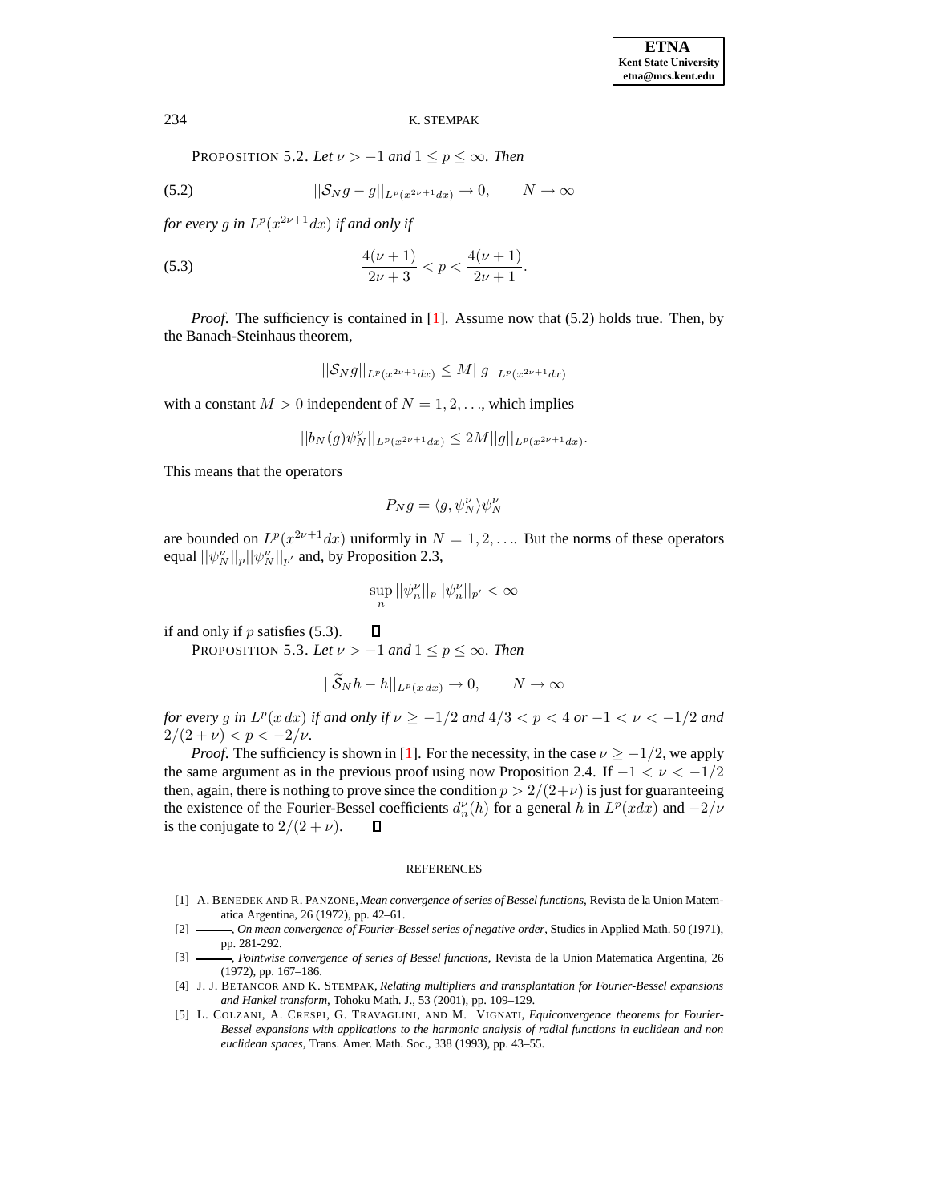PROPOSITION 5.2. *Let $\nu > -1$ and $1 \le p \le \infty$. Then*

$$||\mathcal{S}_N g - g||_{L^p(x^{2\nu+1}dx)} \to 0, \qquad N \to \infty \tag{5.2}$$

*for every $g$ in $L^p(x^{2\nu+1}dx)$ if and only if*

$$\frac{4(\nu+1)}{2\nu+3} < p < \frac{4(\nu+1)}{2\nu+1}. \tag{5.3}$$

*Proof.* The sufficiency is contained in [1]. Assume now that (5.2) holds true. Then, by the Banach-Steinhaus theorem,

$$||\mathcal{S}_N g||_{L^p(x^{2\nu+1}dx)} \le M||g||_{L^p(x^{2\nu+1}dx)}$$

with a constant $M > 0$ independent of $N = 1, 2, \ldots$, which implies

$$||b_N(g)\psi_N^\nu||_{L^p(x^{2\nu+1}dx)} \le 2M||g||_{L^p(x^{2\nu+1}dx)}.$$

This means that the operators

$$P_N g = \langle g, \psi_N^\nu \rangle \psi_N^\nu$$

are bounded on $L^p(x^{2\nu+1}dx)$ uniformly in $N = 1, 2, \ldots$. But the norms of these operators equal $||\psi_N^\nu||_p ||\psi_N^\nu||_{p'}$ and, by Proposition 2.3,

$$\sup_n ||\psi_n^\nu||_p ||\psi_n^\nu||_{p'} < \infty$$

if and only if $p$ satisfies (5.3). ∎

PROPOSITION 5.3. *Let $\nu > -1$ and $1 \le p \le \infty$. Then*

$$||\widetilde{\mathcal{S}}_N h - h||_{L^p(x\,dx)} \to 0, \qquad N \to \infty$$

*for every $g$ in $L^p(x\,dx)$ if and only if $\nu \ge -1/2$ and $4/3 < p < 4$ or $-1 < \nu < -1/2$ and $2/(2+\nu) < p < -2/\nu$.*

*Proof.* The sufficiency is shown in [1]. For the necessity, in the case $\nu \ge -1/2$, we apply the same argument as in the previous proof using now Proposition 2.4. If $-1 < \nu < -1/2$ then, again, there is nothing to prove since the condition $p > 2/(2+\nu)$ is just for guaranteeing the existence of the Fourier-Bessel coefficients $d_n^\nu(h)$ for a general $h$ in $L^p(xdx)$ and $-2/\nu$ is the conjugate to $2/(2+\nu)$. ∎

## REFERENCES

[1] A. BENEDEK AND R. PANZONE, *Mean convergence of series of Bessel functions*, Revista de la Union Matematica Argentina, 26 (1972), pp. 42–61.

[2] ———, *On mean convergence of Fourier-Bessel series of negative order*, Studies in Applied Math. 50 (1971), pp. 281-292.

[3] ———, *Pointwise convergence of series of Bessel functions*, Revista de la Union Matematica Argentina, 26 (1972), pp. 167–186.

[4] J. J. BETANCOR AND K. STEMPAK, *Relating multipliers and transplantation for Fourier-Bessel expansions and Hankel transform*, Tohoku Math. J., 53 (2001), pp. 109–129.

[5] L. COLZANI, A. CRESPI, G. TRAVAGLINI, AND M. VIGNATI, *Equiconvergence theorems for Fourier-Bessel expansions with applications to the harmonic analysis of radial functions in euclidean and non euclidean spaces*, Trans. Amer. Math. Soc., 338 (1993), pp. 43–55.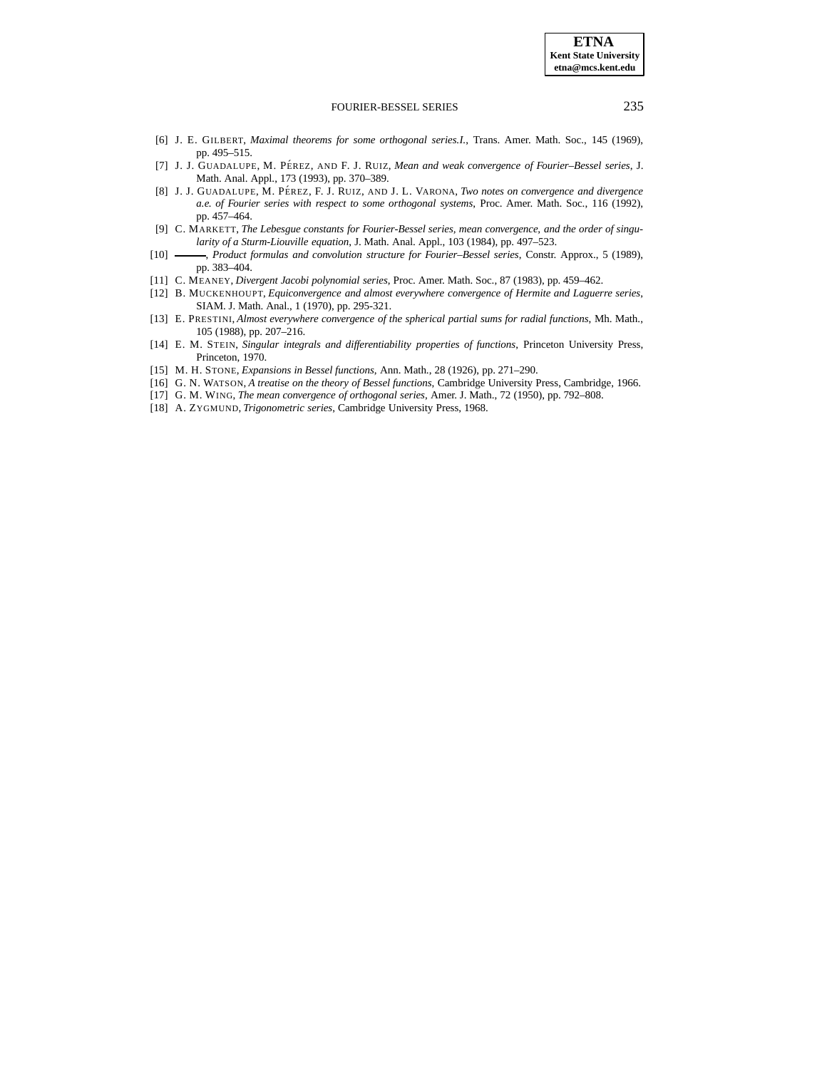[6] J. E. GILBERT, *Maximal theorems for some orthogonal series.I.*, Trans. Amer. Math. Soc., 145 (1969), pp. 495–515.

[7] J. J. GUADALUPE, M. PÉREZ, AND F. J. RUIZ, *Mean and weak convergence of Fourier–Bessel series*, J. Math. Anal. Appl., 173 (1993), pp. 370–389.

[8] J. J. GUADALUPE, M. PÉREZ, F. J. RUIZ, AND J. L. VARONA, *Two notes on convergence and divergence a.e. of Fourier series with respect to some orthogonal systems*, Proc. Amer. Math. Soc., 116 (1992), pp. 457–464.

[9] C. MARKETT, *The Lebesgue constants for Fourier-Bessel series, mean convergence, and the order of singularity of a Sturm-Liouville equation*, J. Math. Anal. Appl., 103 (1984), pp. 497–523.

[10] ———, *Product formulas and convolution structure for Fourier–Bessel series*, Constr. Approx., 5 (1989), pp. 383–404.

[11] C. MEANEY, *Divergent Jacobi polynomial series*, Proc. Amer. Math. Soc., 87 (1983), pp. 459–462.

[12] B. MUCKENHOUPT, *Equiconvergence and almost everywhere convergence of Hermite and Laguerre series*, SIAM. J. Math. Anal., 1 (1970), pp. 295-321.

[13] E. PRESTINI, *Almost everywhere convergence of the spherical partial sums for radial functions*, Mh. Math., 105 (1988), pp. 207–216.

[14] E. M. STEIN, *Singular integrals and differentiability properties of functions*, Princeton University Press, Princeton, 1970.

[15] M. H. STONE, *Expansions in Bessel functions*, Ann. Math., 28 (1926), pp. 271–290.

[16] G. N. WATSON, *A treatise on the theory of Bessel functions*, Cambridge University Press, Cambridge, 1966.

[17] G. M. WING, *The mean convergence of orthogonal series*, Amer. J. Math., 72 (1950), pp. 792–808.

[18] A. ZYGMUND, *Trigonometric series*, Cambridge University Press, 1968.